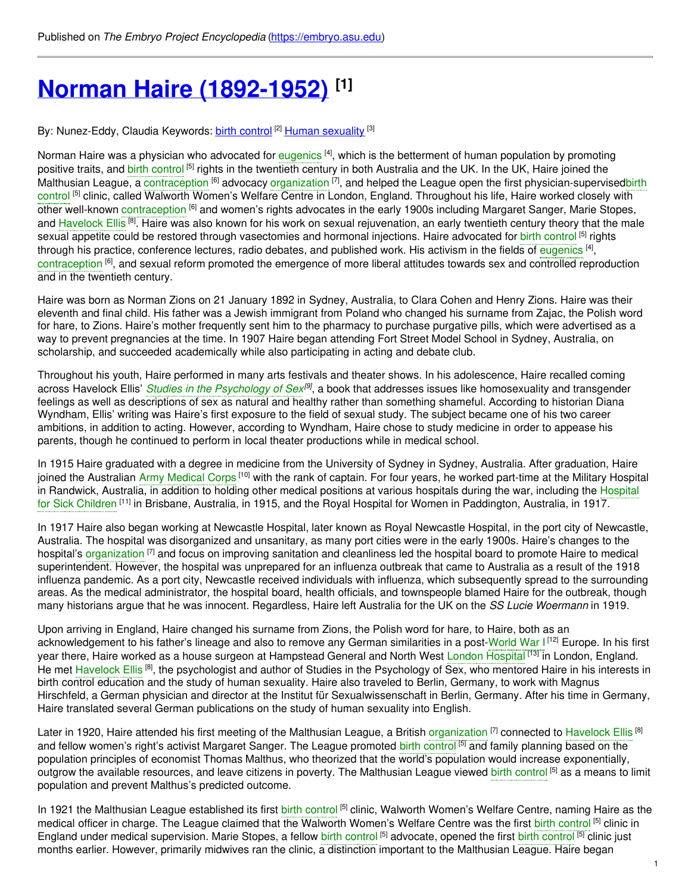Published on *The Embryo Project Encyclopedia* (https://embryo.asu.edu)

# Norman Haire (1892-1952) [1]

By: Nunez-Eddy, Claudia Keywords: birth control [2] Human sexuality [3]

Norman Haire was a physician who advocated for eugenics [4], which is the betterment of human population by promoting positive traits, and birth control [5] rights in the twentieth century in both Australia and the UK. In the UK, Haire joined the Malthusian League, a contraception [6] advocacy organization [7], and helped the League open the first physician-supervisedbirth control [5] clinic, called Walworth Women's Welfare Centre in London, England. Throughout his life, Haire worked closely with other well-known contraception [6] and women's rights advocates in the early 1900s including Margaret Sanger, Marie Stopes, and Havelock Ellis [8]. Haire was also known for his work on sexual rejuvenation, an early twentieth century theory that the male sexual appetite could be restored through vasectomies and hormonal injections. Haire advocated for birth control [5] rights through his practice, conference lectures, radio debates, and published work. His activism in the fields of eugenics [4], contraception [6], and sexual reform promoted the emergence of more liberal attitudes towards sex and controlled reproduction and in the twentieth century.

Haire was born as Norman Zions on 21 January 1892 in Sydney, Australia, to Clara Cohen and Henry Zions. Haire was their eleventh and final child. His father was a Jewish immigrant from Poland who changed his surname from Zajac, the Polish word for hare, to Zions. Haire's mother frequently sent him to the pharmacy to purchase purgative pills, which were advertised as a way to prevent pregnancies at the time. In 1907 Haire began attending Fort Street Model School in Sydney, Australia, on scholarship, and succeeded academically while also participating in acting and debate club.

Throughout his youth, Haire performed in many arts festivals and theater shows. In his adolescence, Haire recalled coming across Havelock Ellis' *Studies in the Psychology of Sex*[9], a book that addresses issues like homosexuality and transgender feelings as well as descriptions of sex as natural and healthy rather than something shameful. According to historian Diana Wyndham, Ellis' writing was Haire's first exposure to the field of sexual study. The subject became one of his two career ambitions, in addition to acting. However, according to Wyndham, Haire chose to study medicine in order to appease his parents, though he continued to perform in local theater productions while in medical school.

In 1915 Haire graduated with a degree in medicine from the University of Sydney in Sydney, Australia. After graduation, Haire joined the Australian Army Medical Corps [10] with the rank of captain. For four years, he worked part-time at the Military Hospital in Randwick, Australia, in addition to holding other medical positions at various hospitals during the war, including the Hospital for Sick Children [11] in Brisbane, Australia, in 1915, and the Royal Hospital for Women in Paddington, Australia, in 1917.

In 1917 Haire also began working at Newcastle Hospital, later known as Royal Newcastle Hospital, in the port city of Newcastle, Australia. The hospital was disorganized and unsanitary, as many port cities were in the early 1900s. Haire's changes to the hospital's organization [7] and focus on improving sanitation and cleanliness led the hospital board to promote Haire to medical superintendent. However, the hospital was unprepared for an influenza outbreak that came to Australia as a result of the 1918 influenza pandemic. As a port city, Newcastle received individuals with influenza, which subsequently spread to the surrounding areas. As the medical administrator, the hospital board, health officials, and townspeople blamed Haire for the outbreak, though many historians argue that he was innocent. Regardless, Haire left Australia for the UK on the *SS Lucie Woermann* in 1919.

Upon arriving in England, Haire changed his surname from Zions, the Polish word for hare, to Haire, both as an acknowledgement to his father's lineage and also to remove any German similarities in a post-World War I [12] Europe. In his first year there, Haire worked as a house surgeon at Hampstead General and North West London Hospital [13] in London, England. He met Havelock Ellis [8], the psychologist and author of Studies in the Psychology of Sex, who mentored Haire in his interests in birth control education and the study of human sexuality. Haire also traveled to Berlin, Germany, to work with Magnus Hirschfeld, a German physician and director at the Institut für Sexualwissenschaft in Berlin, Germany. After his time in Germany, Haire translated several German publications on the study of human sexuality into English.

Later in 1920, Haire attended his first meeting of the Malthusian League, a British organization [7] connected to Havelock Ellis [8] and fellow women's right's activist Margaret Sanger. The League promoted birth control [5] and family planning based on the population principles of economist Thomas Malthus, who theorized that the world's population would increase exponentially, outgrow the available resources, and leave citizens in poverty. The Malthusian League viewed birth control [5] as a means to limit population and prevent Malthus's predicted outcome.

In 1921 the Malthusian League established its first birth control [5] clinic, Walworth Women's Welfare Centre, naming Haire as the medical officer in charge. The League claimed that the Walworth Women's Welfare Centre was the first birth control [5] clinic in England under medical supervision. Marie Stopes, a fellow birth control [5] advocate, opened the first birth control [5] clinic just months earlier. However, primarily midwives ran the clinic, a distinction important to the Malthusian League. Haire began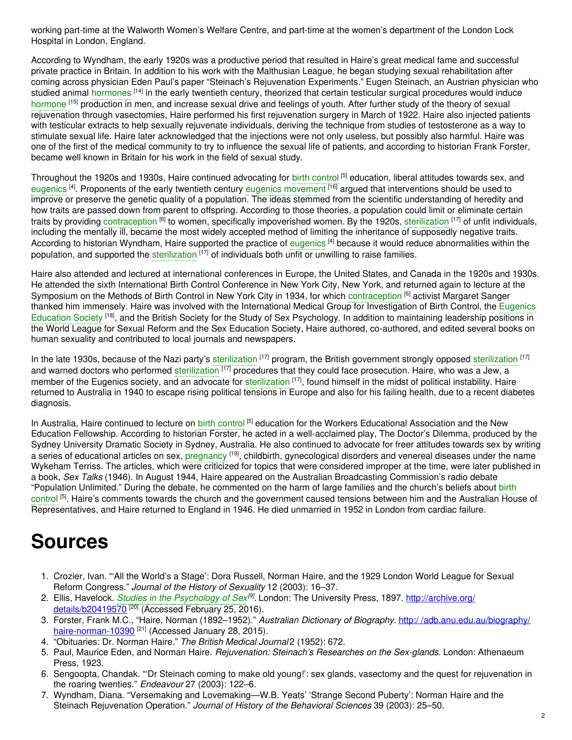working part-time at the Walworth Women's Welfare Centre, and part-time at the women's department of the London Lock Hospital in London, England.

According to Wyndham, the early 1920s was a productive period that resulted in Haire's great medical fame and successful private practice in Britain. In addition to his work with the Malthusian League, he began studying sexual rehabilitation after coming across physician Eden Paul's paper "Steinach's Rejuvenation Experiments." Eugen Steinach, an Austrian physician who studied animal hormones [14] in the early twentieth century, theorized that certain testicular surgical procedures would induce hormone [15] production in men, and increase sexual drive and feelings of youth. After further study of the theory of sexual rejuvenation through vasectomies, Haire performed his first rejuvenation surgery in March of 1922. Haire also injected patients with testicular extracts to help sexually rejuvenate individuals, deriving the technique from studies of testosterone as a way to stimulate sexual life. Haire later acknowledged that the injections were not only useless, but possibly also harmful. Haire was one of the first of the medical community to try to influence the sexual life of patients, and according to historian Frank Forster, became well known in Britain for his work in the field of sexual study.

Throughout the 1920s and 1930s, Haire continued advocating for birth control [5] education, liberal attitudes towards sex, and eugenics [4]. Proponents of the early twentieth century eugenics movement [16] argued that interventions should be used to improve or preserve the genetic quality of a population. The ideas stemmed from the scientific understanding of heredity and how traits are passed down from parent to offspring. According to those theories, a population could limit or eliminate certain traits by providing contraception [6] to women, specifically impoverished women. By the 1920s, sterilization [17] of unfit individuals, including the mentally ill, became the most widely accepted method of limiting the inheritance of supposedly negative traits. According to historian Wyndham, Haire supported the practice of eugenics [4] because it would reduce abnormalities within the population, and supported the sterilization [17] of individuals both unfit or unwilling to raise families.

Haire also attended and lectured at international conferences in Europe, the United States, and Canada in the 1920s and 1930s. He attended the sixth International Birth Control Conference in New York City, New York, and returned again to lecture at the Symposium on the Methods of Birth Control in New York City in 1934, for which contraception [6] activist Margaret Sanger thanked him immensely. Haire was involved with the International Medical Group for Investigation of Birth Control, the Eugenics Education Society [18], and the British Society for the Study of Sex Psychology. In addition to maintaining leadership positions in the World League for Sexual Reform and the Sex Education Society, Haire authored, co-authored, and edited several books on human sexuality and contributed to local journals and newspapers.

In the late 1930s, because of the Nazi party's sterilization [17] program, the British government strongly opposed sterilization [17] and warned doctors who performed sterilization [17] procedures that they could face prosecution. Haire, who was a Jew, a member of the Eugenics society, and an advocate for sterilization [17], found himself in the midst of political instability. Haire returned to Australia in 1940 to escape rising political tensions in Europe and also for his failing health, due to a recent diabetes diagnosis.

In Australia, Haire continued to lecture on birth control [5] education for the Workers Educational Association and the New Education Fellowship. According to historian Forster, he acted in a well-acclaimed play, The Doctor's Dilemma, produced by the Sydney University Dramatic Society in Sydney, Australia. He also continued to advocate for freer attitudes towards sex by writing a series of educational articles on sex, pregnancy [19], childbirth, gynecological disorders and venereal diseases under the name Wykeham Terriss. The articles, which were criticized for topics that were considered improper at the time, were later published in a book, *Sex Talks* (1946). In August 1944, Haire appeared on the Australian Broadcasting Commission's radio debate "Population Unlimited." During the debate, he commented on the harm of large families and the church's beliefs about birth control [5]. Haire's comments towards the church and the government caused tensions between him and the Australian House of Representatives, and Haire returned to England in 1946. He died unmarried in 1952 in London from cardiac failure.

# Sources

1. Crozier, Ivan. "'All the World's a Stage': Dora Russell, Norman Haire, and the 1929 London World League for Sexual Reform Congress." *Journal of the History of Sexuality* 12 (2003): 16–37.
2. Ellis, Havelock. *Studies in the Psychology of Sex* [9]. London: The University Press, 1897. http://archive.org/details/b20419570 [20] (Accessed February 25, 2016).
3. Forster, Frank M.C., "Haire, Norman (1892–1952)." *Australian Dictionary of Biography.* http://adb.anu.edu.au/biography/haire-norman-10390 [21] (Accessed January 28, 2015).
4. "Obituaries: Dr. Norman Haire." *The British Medical Journal* 2 (1952): 672.
5. Paul, Maurice Eden, and Norman Haire. *Rejuvenation: Steinach's Researches on the Sex-glands.* London: Athenaeum Press, 1923.
6. Sengoopta, Chandak. "'Dr Steinach coming to make old young!': sex glands, vasectomy and the quest for rejuvenation in the roaring twenties." *Endeavour* 27 (2003): 122–6.
7. Wyndham, Diana. "Versemaking and Lovemaking—W.B. Yeats' 'Strange Second Puberty': Norman Haire and the Steinach Rejuvenation Operation." *Journal of History of the Behavioral Sciences* 39 (2003): 25–50.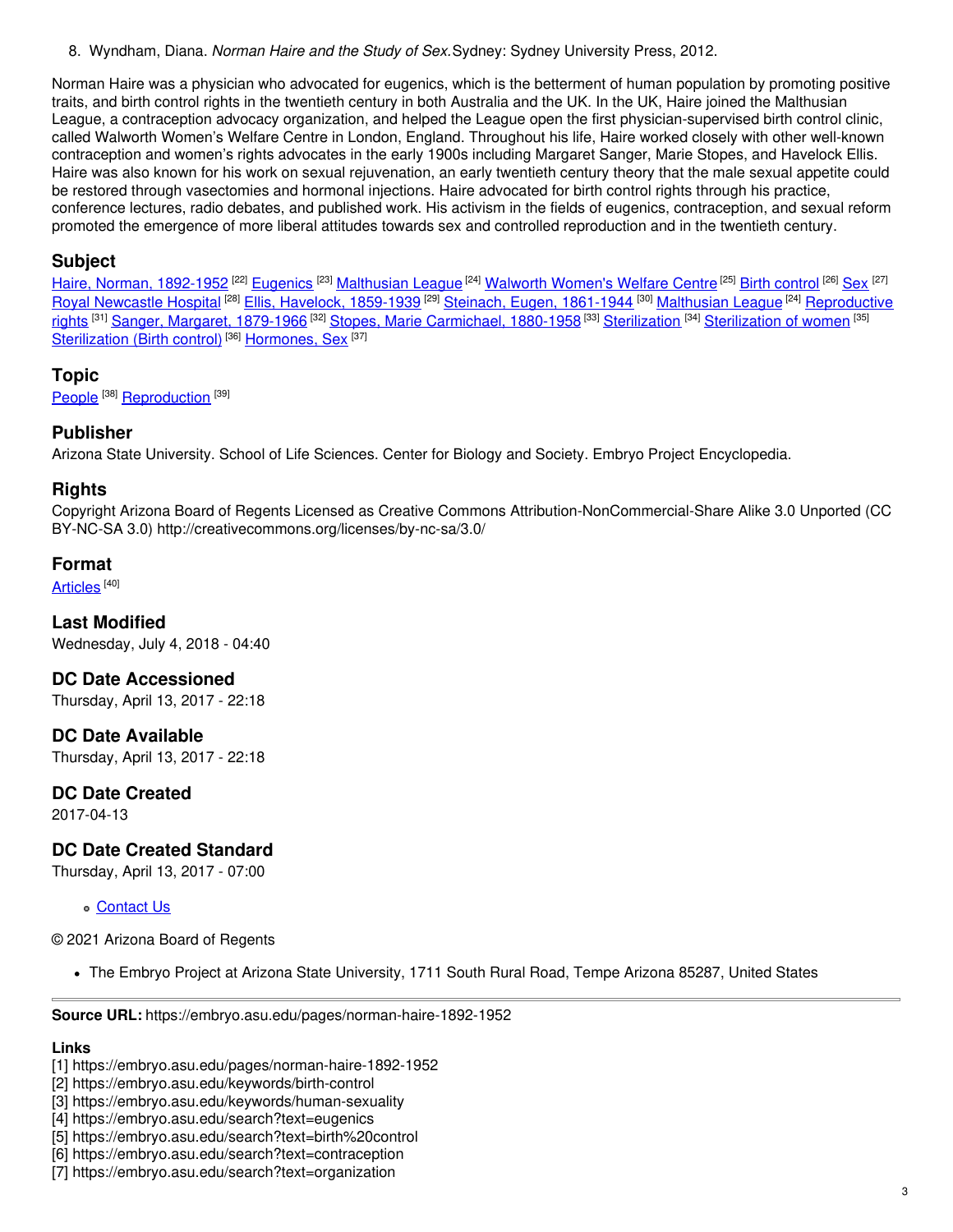8. Wyndham, Diana. *Norman Haire and the Study of Sex.* Sydney: Sydney University Press, 2012.

Norman Haire was a physician who advocated for eugenics, which is the betterment of human population by promoting positive traits, and birth control rights in the twentieth century in both Australia and the UK. In the UK, Haire joined the Malthusian League, a contraception advocacy organization, and helped the League open the first physician-supervised birth control clinic, called Walworth Women's Welfare Centre in London, England. Throughout his life, Haire worked closely with other well-known contraception and women's rights advocates in the early 1900s including Margaret Sanger, Marie Stopes, and Havelock Ellis. Haire was also known for his work on sexual rejuvenation, an early twentieth century theory that the male sexual appetite could be restored through vasectomies and hormonal injections. Haire advocated for birth control rights through his practice, conference lectures, radio debates, and published work. His activism in the fields of eugenics, contraception, and sexual reform promoted the emergence of more liberal attitudes towards sex and controlled reproduction and in the twentieth century.

## Subject

Haire, Norman, 1892-1952 [22] Eugenics [23] Malthusian League [24] Walworth Women's Welfare Centre [25] Birth control [26] Sex [27] Royal Newcastle Hospital [28] Ellis, Havelock, 1859-1939 [29] Steinach, Eugen, 1861-1944 [30] Malthusian League [24] Reproductive rights [31] Sanger, Margaret, 1879-1966 [32] Stopes, Marie Carmichael, 1880-1958 [33] Sterilization [34] Sterilization of women [35] Sterilization (Birth control) [36] Hormones, Sex [37]

## Topic

People [38] Reproduction [39]

## Publisher

Arizona State University. School of Life Sciences. Center for Biology and Society. Embryo Project Encyclopedia.

## Rights

Copyright Arizona Board of Regents Licensed as Creative Commons Attribution-NonCommercial-Share Alike 3.0 Unported (CC BY-NC-SA 3.0) http://creativecommons.org/licenses/by-nc-sa/3.0/

## Format

Articles [40]

## Last Modified

Wednesday, July 4, 2018 - 04:40

## DC Date Accessioned

Thursday, April 13, 2017 - 22:18

## DC Date Available

Thursday, April 13, 2017 - 22:18

## DC Date Created

2017-04-13

## DC Date Created Standard

Thursday, April 13, 2017 - 07:00

- Contact Us

© 2021 Arizona Board of Regents

- The Embryo Project at Arizona State University, 1711 South Rural Road, Tempe Arizona 85287, United States

---

**Source URL:** https://embryo.asu.edu/pages/norman-haire-1892-1952

**Links**

[1] https://embryo.asu.edu/pages/norman-haire-1892-1952
[2] https://embryo.asu.edu/keywords/birth-control
[3] https://embryo.asu.edu/keywords/human-sexuality
[4] https://embryo.asu.edu/search?text=eugenics
[5] https://embryo.asu.edu/search?text=birth%20control
[6] https://embryo.asu.edu/search?text=contraception
[7] https://embryo.asu.edu/search?text=organization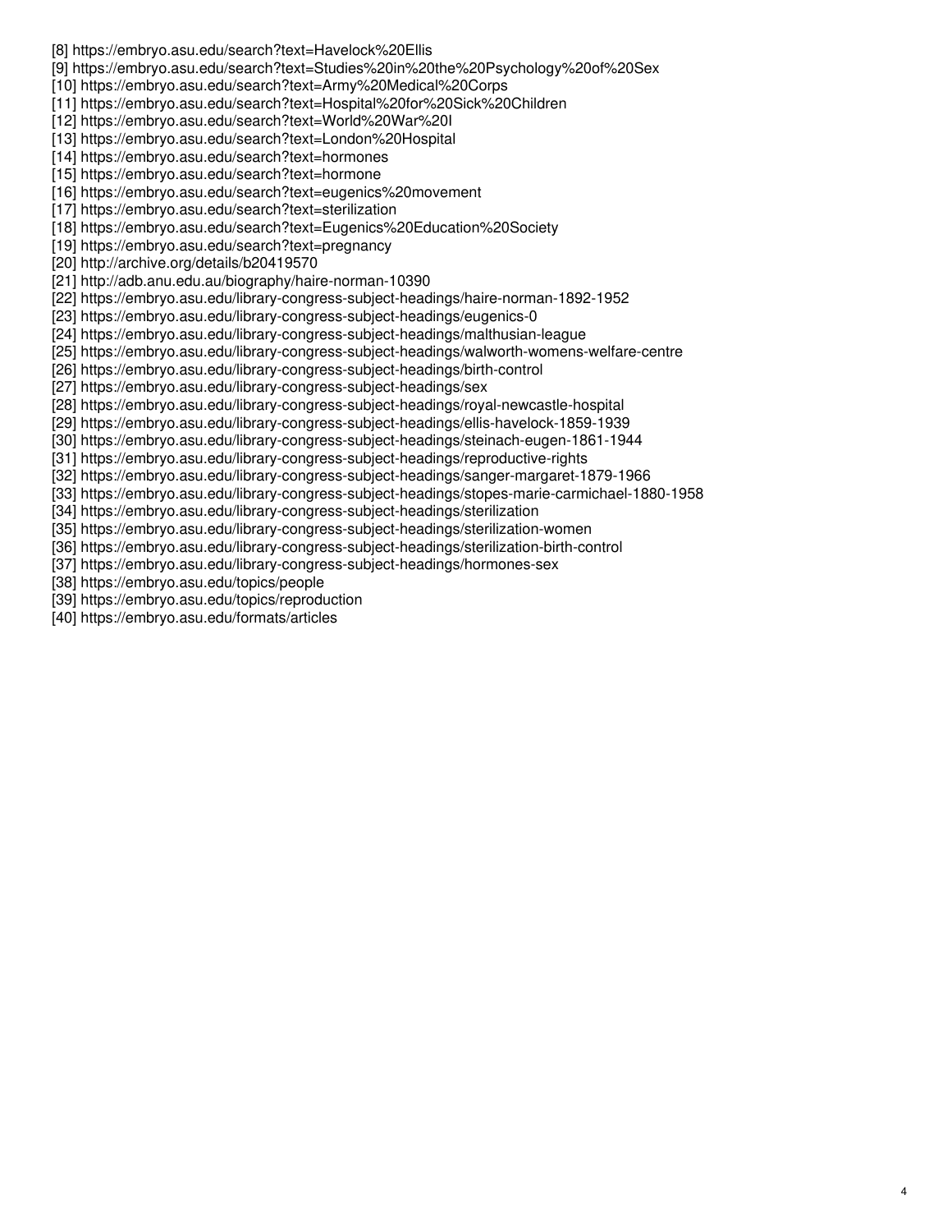[8] https://embryo.asu.edu/search?text=Havelock%20Ellis
[9] https://embryo.asu.edu/search?text=Studies%20in%20the%20Psychology%20of%20Sex
[10] https://embryo.asu.edu/search?text=Army%20Medical%20Corps
[11] https://embryo.asu.edu/search?text=Hospital%20for%20Sick%20Children
[12] https://embryo.asu.edu/search?text=World%20War%20I
[13] https://embryo.asu.edu/search?text=London%20Hospital
[14] https://embryo.asu.edu/search?text=hormones
[15] https://embryo.asu.edu/search?text=hormone
[16] https://embryo.asu.edu/search?text=eugenics%20movement
[17] https://embryo.asu.edu/search?text=sterilization
[18] https://embryo.asu.edu/search?text=Eugenics%20Education%20Society
[19] https://embryo.asu.edu/search?text=pregnancy
[20] http://archive.org/details/b20419570
[21] http://adb.anu.edu.au/biography/haire-norman-10390
[22] https://embryo.asu.edu/library-congress-subject-headings/haire-norman-1892-1952
[23] https://embryo.asu.edu/library-congress-subject-headings/eugenics-0
[24] https://embryo.asu.edu/library-congress-subject-headings/malthusian-league
[25] https://embryo.asu.edu/library-congress-subject-headings/walworth-womens-welfare-centre
[26] https://embryo.asu.edu/library-congress-subject-headings/birth-control
[27] https://embryo.asu.edu/library-congress-subject-headings/sex
[28] https://embryo.asu.edu/library-congress-subject-headings/royal-newcastle-hospital
[29] https://embryo.asu.edu/library-congress-subject-headings/ellis-havelock-1859-1939
[30] https://embryo.asu.edu/library-congress-subject-headings/steinach-eugen-1861-1944
[31] https://embryo.asu.edu/library-congress-subject-headings/reproductive-rights
[32] https://embryo.asu.edu/library-congress-subject-headings/sanger-margaret-1879-1966
[33] https://embryo.asu.edu/library-congress-subject-headings/stopes-marie-carmichael-1880-1958
[34] https://embryo.asu.edu/library-congress-subject-headings/sterilization
[35] https://embryo.asu.edu/library-congress-subject-headings/sterilization-women
[36] https://embryo.asu.edu/library-congress-subject-headings/sterilization-birth-control
[37] https://embryo.asu.edu/library-congress-subject-headings/hormones-sex
[38] https://embryo.asu.edu/topics/people
[39] https://embryo.asu.edu/topics/reproduction
[40] https://embryo.asu.edu/formats/articles